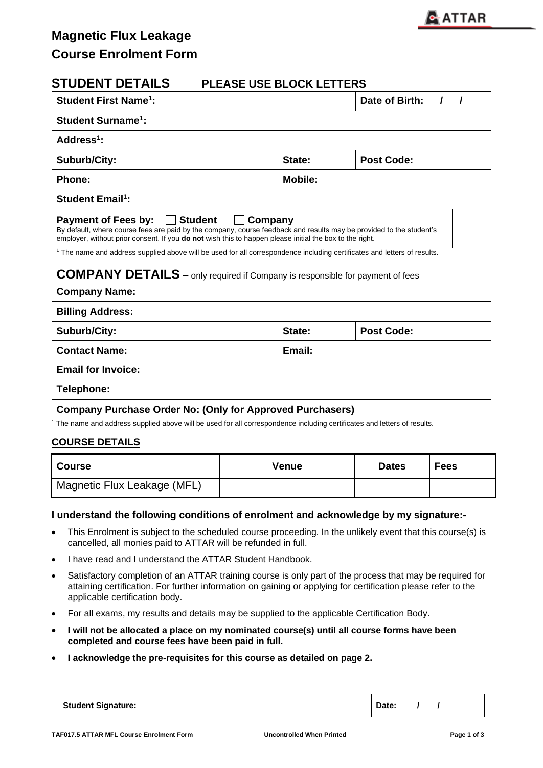# Magnetic Flux Leakage
# Course Enrolment Form

## STUDENT DETAILS PLEASE USE BLOCK LETTERS

| | | |
|---|---|---|
| **Student First Name[1]:** | | **Date of Birth: / /** |
| **Student Surname[1]:** | | |
| **Address[1]:** | | |
| **Suburb/City:** | **State:** | **Post Code:** |
| **Phone:** | **Mobile:** | |
| **Student Email[1]:** | | |
| **Payment of Fees by:** ☐ **Student** ☐ **Company**<br>By default, where course fees are paid by the company, course feedback and results may be provided to the student's employer, without prior consent. If you **do not** wish this to happen please initial the box to the right. | | ☐ |

[1] The name and address supplied above will be used for all correspondence including certificates and letters of results.

## COMPANY DETAILS – only required if Company is responsible for payment of fees

| | | |
|---|---|---|
| **Company Name:** | | |
| **Billing Address:** | | |
| **Suburb/City:** | **State:** | **Post Code:** |
| **Contact Name:** | **Email:** | |
| **Email for Invoice:** | | |
| **Telephone:** | | |
| **Company Purchase Order No: (Only for Approved Purchasers)** | | |

[1] The name and address supplied above will be used for all correspondence including certificates and letters of results.

### COURSE DETAILS

| Course | Venue | Dates | Fees |
|---|---|---|---|
| Magnetic Flux Leakage (MFL) | | | |

**I understand the following conditions of enrolment and acknowledge by my signature:-**

- This Enrolment is subject to the scheduled course proceeding. In the unlikely event that this course(s) is cancelled, all monies paid to ATTAR will be refunded in full.
- I have read and I understand the ATTAR Student Handbook.
- Satisfactory completion of an ATTAR training course is only part of the process that may be required for attaining certification. For further information on gaining or applying for certification please refer to the applicable certification body.
- For all exams, my results and details may be supplied to the applicable Certification Body.
- **I will not be allocated a place on my nominated course(s) until all course forms have been completed and course fees have been paid in full.**
- **I acknowledge the pre-requisites for this course as detailed on page 2.**

| | |
|---|---|
| **Student Signature:** | **Date: / /** |

TAF017.5 ATTAR MFL Course Enrolment Form    Uncontrolled When Printed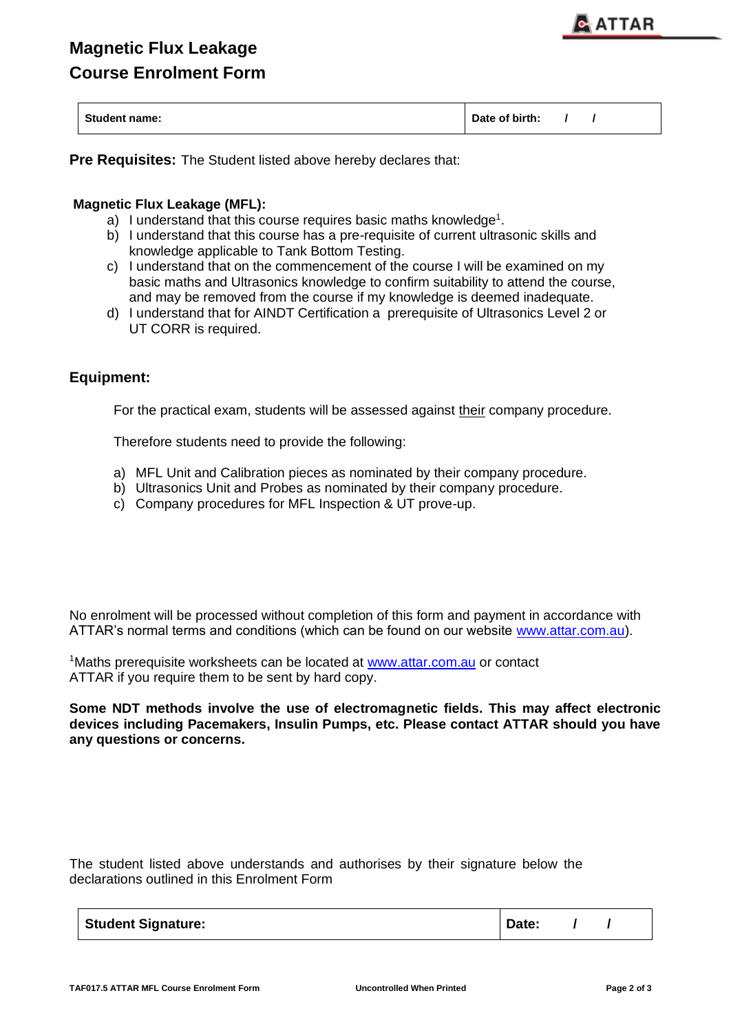# Magnetic Flux Leakage
# Course Enrolment Form

| Student name: | Date of birth: / / |
| --- | --- |

**Pre Requisites:** The Student listed above hereby declares that:

**Magnetic Flux Leakage (MFL):**

a) I understand that this course requires basic maths knowledge[1].
b) I understand that this course has a pre-requisite of current ultrasonic skills and knowledge applicable to Tank Bottom Testing.
c) I understand that on the commencement of the course I will be examined on my basic maths and Ultrasonics knowledge to confirm suitability to attend the course, and may be removed from the course if my knowledge is deemed inadequate.
d) I understand that for AINDT Certification a prerequisite of Ultrasonics Level 2 or UT CORR is required.

## Equipment:

For the practical exam, students will be assessed against their company procedure.

Therefore students need to provide the following:

a) MFL Unit and Calibration pieces as nominated by their company procedure.
b) Ultrasonics Unit and Probes as nominated by their company procedure.
c) Company procedures for MFL Inspection & UT prove-up.

No enrolment will be processed without completion of this form and payment in accordance with ATTAR's normal terms and conditions (which can be found on our website www.attar.com.au).

[1]Maths prerequisite worksheets can be located at www.attar.com.au or contact ATTAR if you require them to be sent by hard copy.

**Some NDT methods involve the use of electromagnetic fields. This may affect electronic devices including Pacemakers, Insulin Pumps, etc. Please contact ATTAR should you have any questions or concerns.**

The student listed above understands and authorises by their signature below the declarations outlined in this Enrolment Form

| **Student Signature:** | **Date: / /** |
| --- | --- |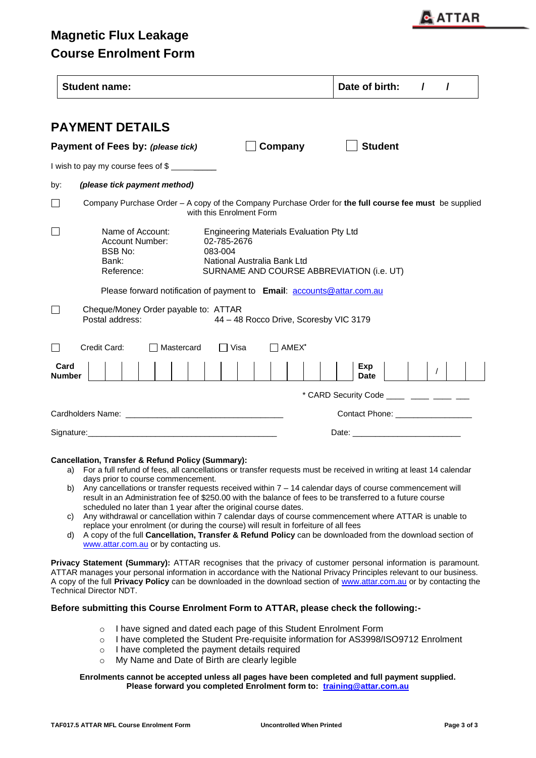# Magnetic Flux Leakage
# Course Enrolment Form

| | |
|---|---|
| **Student name:** | **Date of birth: / /** |

## PAYMENT DETAILS

**Payment of Fees by:** ***(please tick)*** ☐ **Company** ☐ **Student**

I wish to pay my course fees of $ __________

by: ***(please tick payment method)***

☐ Company Purchase Order – A copy of the Company Purchase Order for **the full course fee must** be supplied with this Enrolment Form

☐ Name of Account: Engineering Materials Evaluation Pty Ltd
Account Number: 02-785-2676
BSB No: 083-004
Bank: National Australia Bank Ltd
Reference: SURNAME AND COURSE ABBREVIATION (i.e. UT)

Please forward notification of payment to **Email**: accounts@attar.com.au

☐ Cheque/Money Order payable to: ATTAR
Postal address: 44 – 48 Rocco Drive, Scoresby VIC 3179

☐ Credit Card: ☐ Mastercard ☐ Visa ☐ AMEX*

**Card Number** | | | | | | | | | | | | | | | | | **Exp Date** | | / | |

* CARD Security Code ____ ____ ____ ___

Cardholders Name: __________________________________ Contact Phone: ________________

Signature:__________________________________________ Date: ________________________

**Cancellation, Transfer & Refund Policy (Summary):**

a) For a full refund of fees, all cancellations or transfer requests must be received in writing at least 14 calendar days prior to course commencement.
b) Any cancellations or transfer requests received within 7 – 14 calendar days of course commencement will result in an Administration fee of $250.00 with the balance of fees to be transferred to a future course scheduled no later than 1 year after the original course dates.
c) Any withdrawal or cancellation within 7 calendar days of course commencement where ATTAR is unable to replace your enrolment (or during the course) will result in forfeiture of all fees
d) A copy of the full **Cancellation, Transfer & Refund Policy** can be downloaded from the download section of www.attar.com.au or by contacting us.

**Privacy Statement (Summary):** ATTAR recognises that the privacy of customer personal information is paramount. ATTAR manages your personal information in accordance with the National Privacy Principles relevant to our business. A copy of the full **Privacy Policy** can be downloaded in the download section of www.attar.com.au or by contacting the Technical Director NDT.

### Before submitting this Course Enrolment Form to ATTAR, please check the following:-

- I have signed and dated each page of this Student Enrolment Form
- I have completed the Student Pre-requisite information for AS3998/ISO9712 Enrolment
- I have completed the payment details required
- My Name and Date of Birth are clearly legible

**Enrolments cannot be accepted unless all pages have been completed and full payment supplied.**
**Please forward you completed Enrolment form to: training@attar.com.au**

**TAF017.5 ATTAR MFL Course Enrolment Form** **Uncontrolled When Printed**